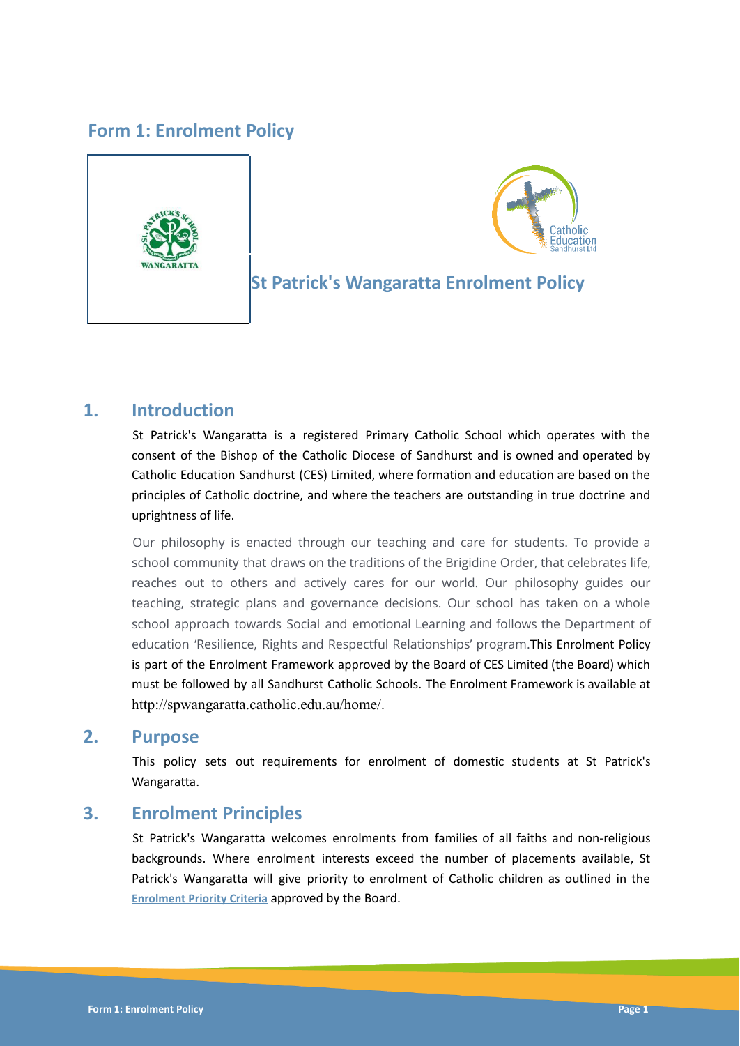# Form 1: Enrolment Policy

## St Patrick's Wangaratta Enrolment Policy

## 1. Introduction

St Patrick's Wangaratta is a registered Primary Catholic School which operates with the consent of the Bishop of the Catholic Diocese of Sandhurst and is owned and operated by Catholic Education Sandhurst (CES) Limited, where formation and education are based on the principles of Catholic doctrine, and where the teachers are outstanding in true doctrine and uprightness of life.

Our philosophy is enacted through our teaching and care for students. To provide a school community that draws on the traditions of the Brigidine Order, that celebrates life, reaches out to others and actively cares for our world. Our philosophy guides our teaching, strategic plans and governance decisions. Our school has taken on a whole school approach towards Social and emotional Learning and follows the Department of education 'Resilience, Rights and Respectful Relationships' program.This Enrolment Policy is part of the Enrolment Framework approved by the Board of CES Limited (the Board) which must be followed by all Sandhurst Catholic Schools. The Enrolment Framework is available at http://spwangaratta.catholic.edu.au/home/.

## 2. Purpose

This policy sets out requirements for enrolment of domestic students at St Patrick's Wangaratta.

## 3. Enrolment Principles

St Patrick's Wangaratta welcomes enrolments from families of all faiths and non-religious backgrounds. Where enrolment interests exceed the number of placements available, St Patrick's Wangaratta will give priority to enrolment of Catholic children as outlined in the Enrolment Priority Criteria approved by the Board.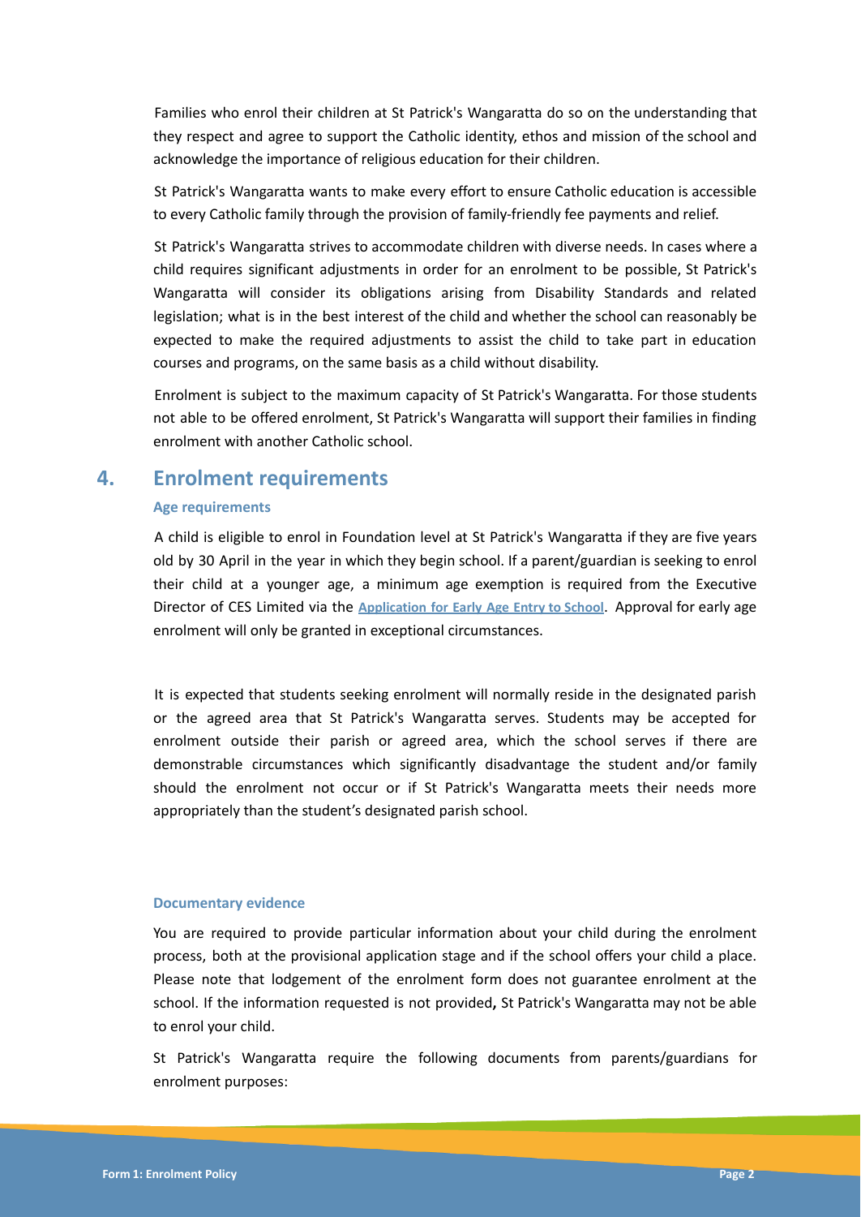Families who enrol their children at St Patrick's Wangaratta do so on the understanding that they respect and agree to support the Catholic identity, ethos and mission of the school and acknowledge the importance of religious education for their children.

St Patrick's Wangaratta wants to make every effort to ensure Catholic education is accessible to every Catholic family through the provision of family-friendly fee payments and relief.

St Patrick's Wangaratta strives to accommodate children with diverse needs. In cases where a child requires significant adjustments in order for an enrolment to be possible, St Patrick's Wangaratta will consider its obligations arising from Disability Standards and related legislation; what is in the best interest of the child and whether the school can reasonably be expected to make the required adjustments to assist the child to take part in education courses and programs, on the same basis as a child without disability.

Enrolment is subject to the maximum capacity of St Patrick's Wangaratta. For those students not able to be offered enrolment, St Patrick's Wangaratta will support their families in finding enrolment with another Catholic school.

## 4. Enrolment requirements

### Age requirements

A child is eligible to enrol in Foundation level at St Patrick's Wangaratta if they are five years old by 30 April in the year in which they begin school. If a parent/guardian is seeking to enrol their child at a younger age, a minimum age exemption is required from the Executive Director of CES Limited via the **Application for Early Age Entry to School**. Approval for early age enrolment will only be granted in exceptional circumstances.

It is expected that students seeking enrolment will normally reside in the designated parish or the agreed area that St Patrick's Wangaratta serves. Students may be accepted for enrolment outside their parish or agreed area, which the school serves if there are demonstrable circumstances which significantly disadvantage the student and/or family should the enrolment not occur or if St Patrick's Wangaratta meets their needs more appropriately than the student's designated parish school.

### Documentary evidence

You are required to provide particular information about your child during the enrolment process, both at the provisional application stage and if the school offers your child a place. Please note that lodgement of the enrolment form does not guarantee enrolment at the school. If the information requested is not provided**,** St Patrick's Wangaratta may not be able to enrol your child.

St Patrick's Wangaratta require the following documents from parents/guardians for enrolment purposes: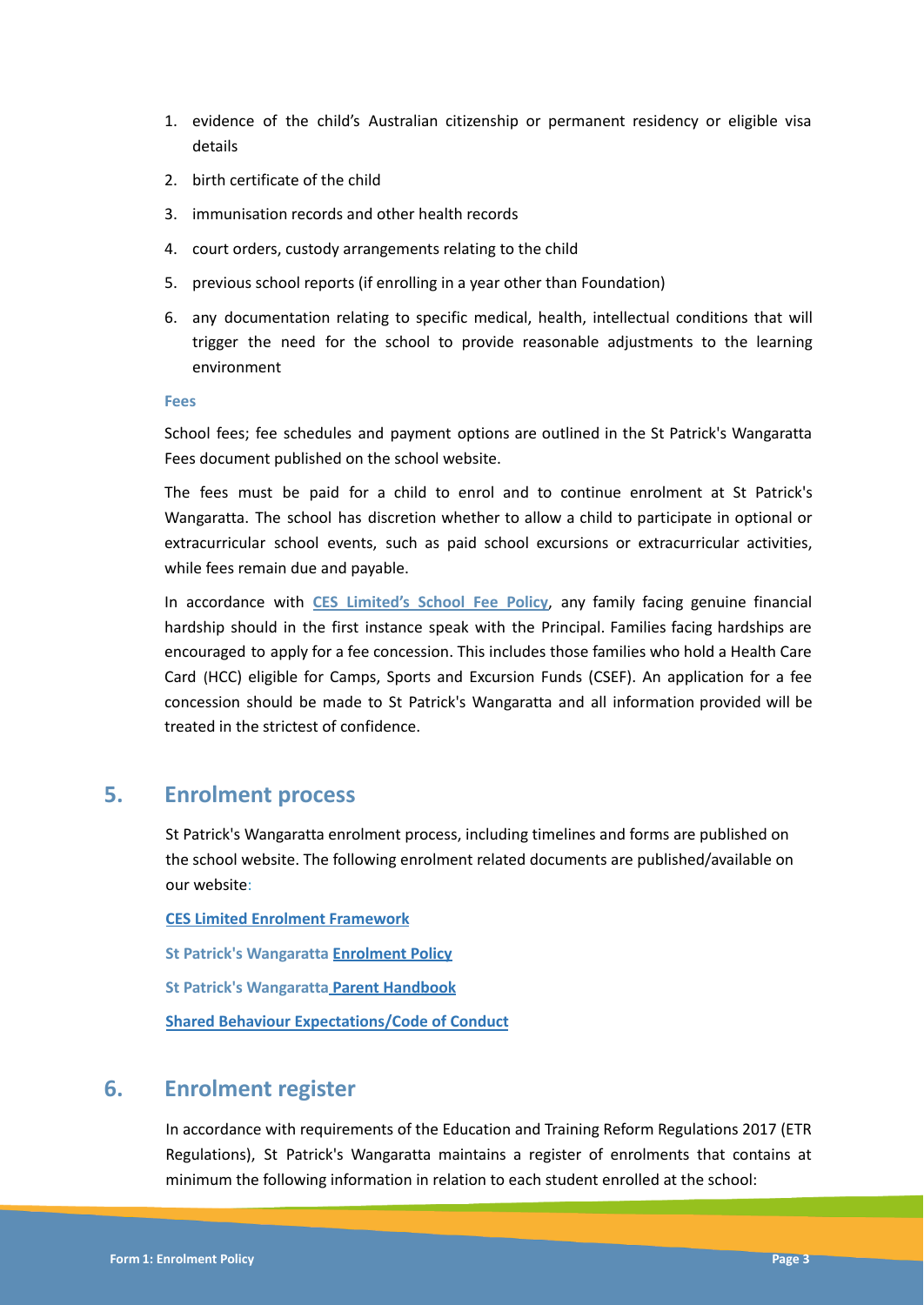1. evidence of the child's Australian citizenship or permanent residency or eligible visa details
2. birth certificate of the child
3. immunisation records and other health records
4. court orders, custody arrangements relating to the child
5. previous school reports (if enrolling in a year other than Foundation)
6. any documentation relating to specific medical, health, intellectual conditions that will trigger the need for the school to provide reasonable adjustments to the learning environment

**Fees**

School fees; fee schedules and payment options are outlined in the St Patrick's Wangaratta Fees document published on the school website.

The fees must be paid for a child to enrol and to continue enrolment at St Patrick's Wangaratta. The school has discretion whether to allow a child to participate in optional or extracurricular school events, such as paid school excursions or extracurricular activities, while fees remain due and payable.

In accordance with **CES Limited's School Fee Policy**, any family facing genuine financial hardship should in the first instance speak with the Principal. Families facing hardships are encouraged to apply for a fee concession. This includes those families who hold a Health Care Card (HCC) eligible for Camps, Sports and Excursion Funds (CSEF). An application for a fee concession should be made to St Patrick's Wangaratta and all information provided will be treated in the strictest of confidence.

## 5. Enrolment process

St Patrick's Wangaratta enrolment process, including timelines and forms are published on the school website. The following enrolment related documents are published/available on our website:

**CES Limited Enrolment Framework**

**St Patrick's Wangaratta Enrolment Policy**

**St Patrick's Wangaratta Parent Handbook**

**Shared Behaviour Expectations/Code of Conduct**

## 6. Enrolment register

In accordance with requirements of the Education and Training Reform Regulations 2017 (ETR Regulations), St Patrick's Wangaratta maintains a register of enrolments that contains at minimum the following information in relation to each student enrolled at the school: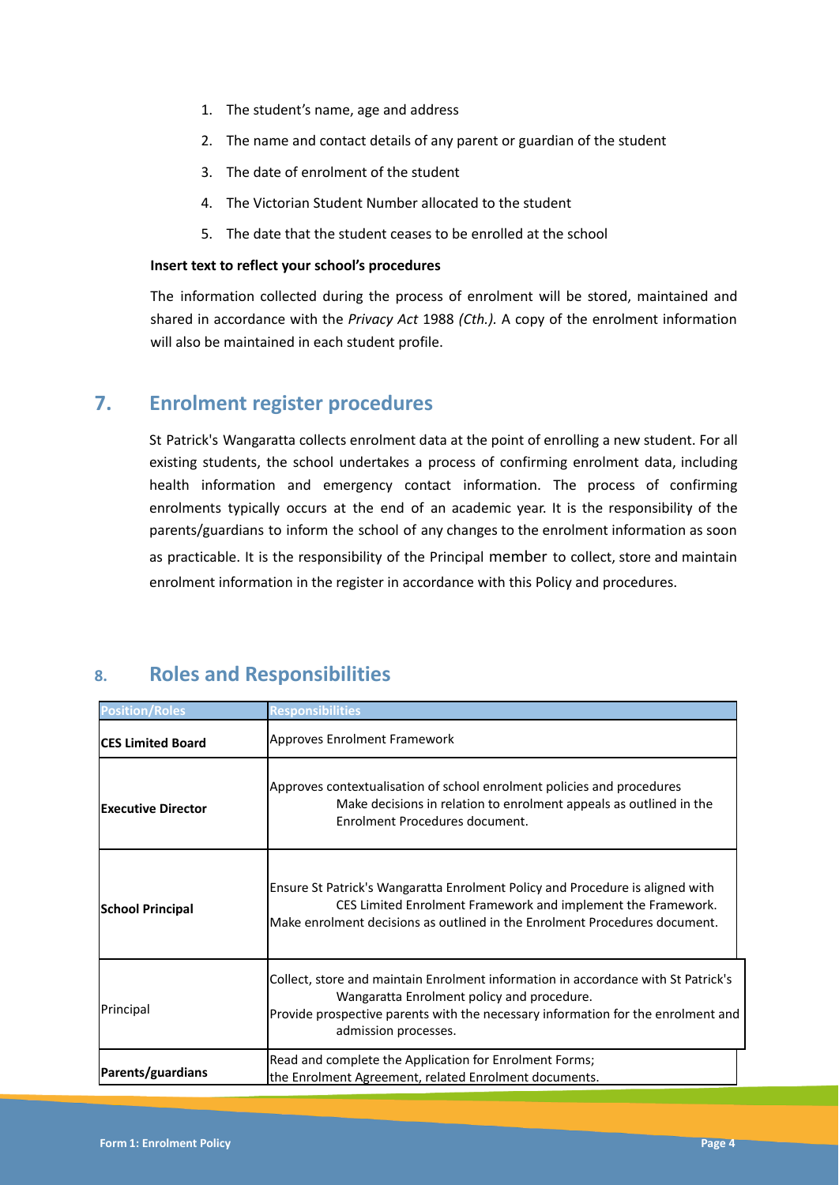1. The student's name, age and address
2. The name and contact details of any parent or guardian of the student
3. The date of enrolment of the student
4. The Victorian Student Number allocated to the student
5. The date that the student ceases to be enrolled at the school

**Insert text to reflect your school's procedures**

The information collected during the process of enrolment will be stored, maintained and shared in accordance with the *Privacy Act* 1988 *(Cth.).* A copy of the enrolment information will also be maintained in each student profile.

## 7. Enrolment register procedures

St Patrick's Wangaratta collects enrolment data at the point of enrolling a new student. For all existing students, the school undertakes a process of confirming enrolment data, including health information and emergency contact information. The process of confirming enrolments typically occurs at the end of an academic year. It is the responsibility of the parents/guardians to inform the school of any changes to the enrolment information as soon as practicable. It is the responsibility of the Principal member to collect, store and maintain enrolment information in the register in accordance with this Policy and procedures.

## 8. Roles and Responsibilities

| Position/Roles | Responsibilities |
|---|---|
| **CES Limited Board** | Approves Enrolment Framework |
| **Executive Director** | Approves contextualisation of school enrolment policies and procedures<br>Make decisions in relation to enrolment appeals as outlined in the Enrolment Procedures document. |
| **School Principal** | Ensure St Patrick's Wangaratta Enrolment Policy and Procedure is aligned with CES Limited Enrolment Framework and implement the Framework.<br>Make enrolment decisions as outlined in the Enrolment Procedures document. |
| Principal | Collect, store and maintain Enrolment information in accordance with St Patrick's Wangaratta Enrolment policy and procedure.<br>Provide prospective parents with the necessary information for the enrolment and admission processes. |
| **Parents/guardians** | Read and complete the Application for Enrolment Forms;<br>the Enrolment Agreement, related Enrolment documents. |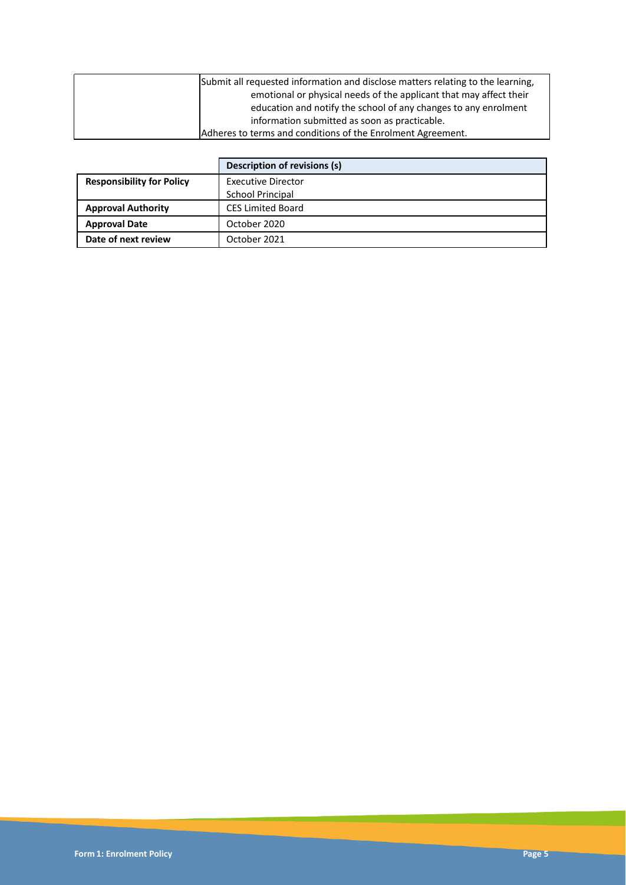| | |
|---|---|
| | Submit all requested information and disclose matters relating to the learning, emotional or physical needs of the applicant that may affect their education and notify the school of any changes to any enrolment information submitted as soon as practicable.<br>Adheres to terms and conditions of the Enrolment Agreement. |

| | Description of revisions (s) |
|---|---|
| **Responsibility for Policy** | Executive Director<br>School Principal |
| **Approval Authority** | CES Limited Board |
| **Approval Date** | October 2020 |
| **Date of next review** | October 2021 |